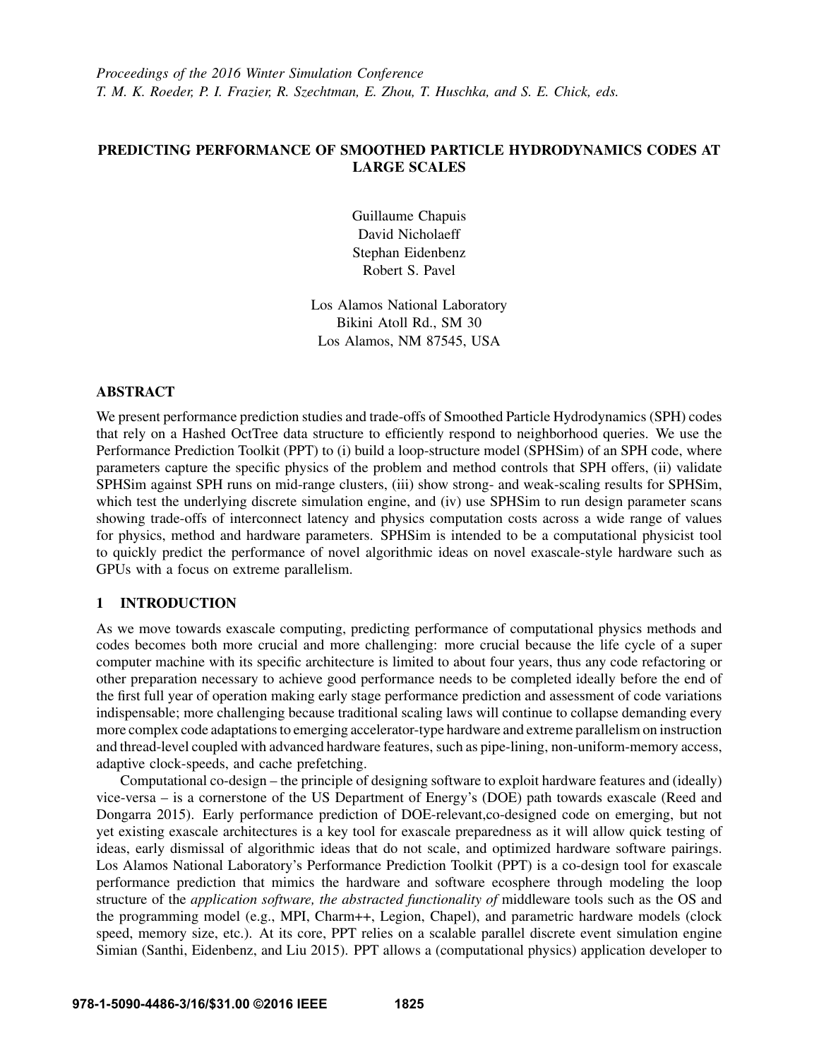*Proceedings of the 2016 Winter Simulation Conference*
*T. M. K. Roeder, P. I. Frazier, R. Szechtman, E. Zhou, T. Huschka, and S. E. Chick, eds.*

# PREDICTING PERFORMANCE OF SMOOTHED PARTICLE HYDRODYNAMICS CODES AT LARGE SCALES

Guillaume Chapuis
David Nicholaeff
Stephan Eidenbenz
Robert S. Pavel

Los Alamos National Laboratory
Bikini Atoll Rd., SM 30
Los Alamos, NM 87545, USA

## ABSTRACT

We present performance prediction studies and trade-offs of Smoothed Particle Hydrodynamics (SPH) codes that rely on a Hashed OctTree data structure to efficiently respond to neighborhood queries. We use the Performance Prediction Toolkit (PPT) to (i) build a loop-structure model (SPHSim) of an SPH code, where parameters capture the specific physics of the problem and method controls that SPH offers, (ii) validate SPHSim against SPH runs on mid-range clusters, (iii) show strong- and weak-scaling results for SPHSim, which test the underlying discrete simulation engine, and (iv) use SPHSim to run design parameter scans showing trade-offs of interconnect latency and physics computation costs across a wide range of values for physics, method and hardware parameters. SPHSim is intended to be a computational physicist tool to quickly predict the performance of novel algorithmic ideas on novel exascale-style hardware such as GPUs with a focus on extreme parallelism.

## 1 INTRODUCTION

As we move towards exascale computing, predicting performance of computational physics methods and codes becomes both more crucial and more challenging: more crucial because the life cycle of a super computer machine with its specific architecture is limited to about four years, thus any code refactoring or other preparation necessary to achieve good performance needs to be completed ideally before the end of the first full year of operation making early stage performance prediction and assessment of code variations indispensable; more challenging because traditional scaling laws will continue to collapse demanding every more complex code adaptations to emerging accelerator-type hardware and extreme parallelism on instruction and thread-level coupled with advanced hardware features, such as pipe-lining, non-uniform-memory access, adaptive clock-speeds, and cache prefetching.

Computational co-design – the principle of designing software to exploit hardware features and (ideally) vice-versa – is a cornerstone of the US Department of Energy's (DOE) path towards exascale (Reed and Dongarra 2015). Early performance prediction of DOE-relevant,co-designed code on emerging, but not yet existing exascale architectures is a key tool for exascale preparedness as it will allow quick testing of ideas, early dismissal of algorithmic ideas that do not scale, and optimized hardware software pairings. Los Alamos National Laboratory's Performance Prediction Toolkit (PPT) is a co-design tool for exascale performance prediction that mimics the hardware and software ecosphere through modeling the loop structure of the *application software, the abstracted functionality of* middleware tools such as the OS and the programming model (e.g., MPI, Charm++, Legion, Chapel), and parametric hardware models (clock speed, memory size, etc.). At its core, PPT relies on a scalable parallel discrete event simulation engine Simian (Santhi, Eidenbenz, and Liu 2015). PPT allows a (computational physics) application developer to

978-1-5090-4486-3/16/$31.00 ©2016 IEEE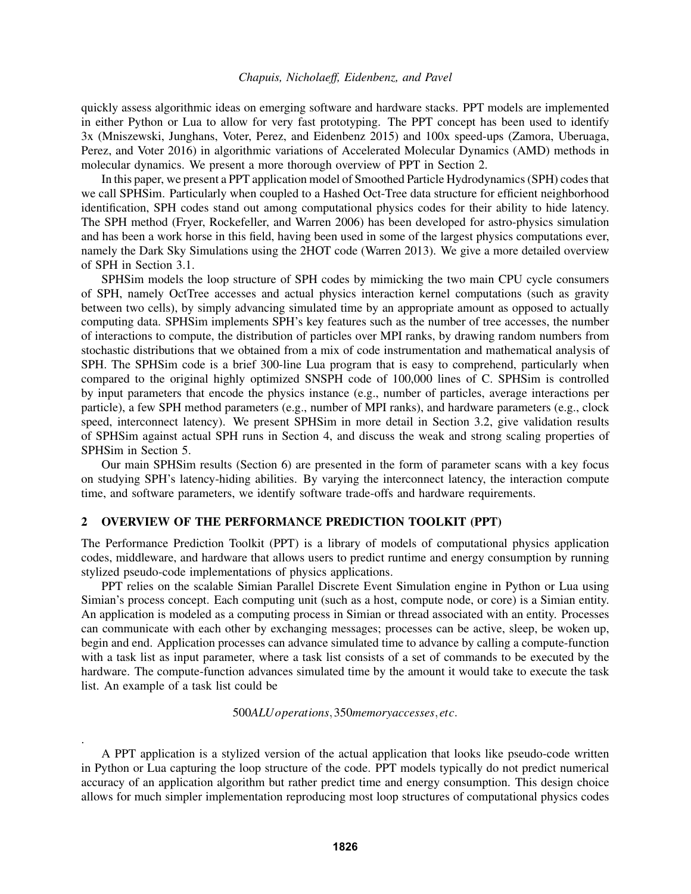quickly assess algorithmic ideas on emerging software and hardware stacks. PPT models are implemented in either Python or Lua to allow for very fast prototyping. The PPT concept has been used to identify 3x (Mniszewski, Junghans, Voter, Perez, and Eidenbenz 2015) and 100x speed-ups (Zamora, Uberuaga, Perez, and Voter 2016) in algorithmic variations of Accelerated Molecular Dynamics (AMD) methods in molecular dynamics. We present a more thorough overview of PPT in Section 2.

In this paper, we present a PPT application model of Smoothed Particle Hydrodynamics (SPH) codes that we call SPHSim. Particularly when coupled to a Hashed Oct-Tree data structure for efficient neighborhood identification, SPH codes stand out among computational physics codes for their ability to hide latency. The SPH method (Fryer, Rockefeller, and Warren 2006) has been developed for astro-physics simulation and has been a work horse in this field, having been used in some of the largest physics computations ever, namely the Dark Sky Simulations using the 2HOT code (Warren 2013). We give a more detailed overview of SPH in Section 3.1.

SPHSim models the loop structure of SPH codes by mimicking the two main CPU cycle consumers of SPH, namely OctTree accesses and actual physics interaction kernel computations (such as gravity between two cells), by simply advancing simulated time by an appropriate amount as opposed to actually computing data. SPHSim implements SPH's key features such as the number of tree accesses, the number of interactions to compute, the distribution of particles over MPI ranks, by drawing random numbers from stochastic distributions that we obtained from a mix of code instrumentation and mathematical analysis of SPH. The SPHSim code is a brief 300-line Lua program that is easy to comprehend, particularly when compared to the original highly optimized SNSPH code of 100,000 lines of C. SPHSim is controlled by input parameters that encode the physics instance (e.g., number of particles, average interactions per particle), a few SPH method parameters (e.g., number of MPI ranks), and hardware parameters (e.g., clock speed, interconnect latency). We present SPHSim in more detail in Section 3.2, give validation results of SPHSim against actual SPH runs in Section 4, and discuss the weak and strong scaling properties of SPHSim in Section 5.

Our main SPHSim results (Section 6) are presented in the form of parameter scans with a key focus on studying SPH's latency-hiding abilities. By varying the interconnect latency, the interaction compute time, and software parameters, we identify software trade-offs and hardware requirements.

## 2 OVERVIEW OF THE PERFORMANCE PREDICTION TOOLKIT (PPT)

The Performance Prediction Toolkit (PPT) is a library of models of computational physics application codes, middleware, and hardware that allows users to predict runtime and energy consumption by running stylized pseudo-code implementations of physics applications.

PPT relies on the scalable Simian Parallel Discrete Event Simulation engine in Python or Lua using Simian's process concept. Each computing unit (such as a host, compute node, or core) is a Simian entity. An application is modeled as a computing process in Simian or thread associated with an entity. Processes can communicate with each other by exchanging messages; processes can be active, sleep, be woken up, begin and end. Application processes can advance simulated time to advance by calling a compute-function with a task list as input parameter, where a task list consists of a set of commands to be executed by the hardware. The compute-function advances simulated time by the amount it would take to execute the task list. An example of a task list could be

$$500 ALU operations, 350 memory accesses, etc.$$

.

A PPT application is a stylized version of the actual application that looks like pseudo-code written in Python or Lua capturing the loop structure of the code. PPT models typically do not predict numerical accuracy of an application algorithm but rather predict time and energy consumption. This design choice allows for much simpler implementation reproducing most loop structures of computational physics codes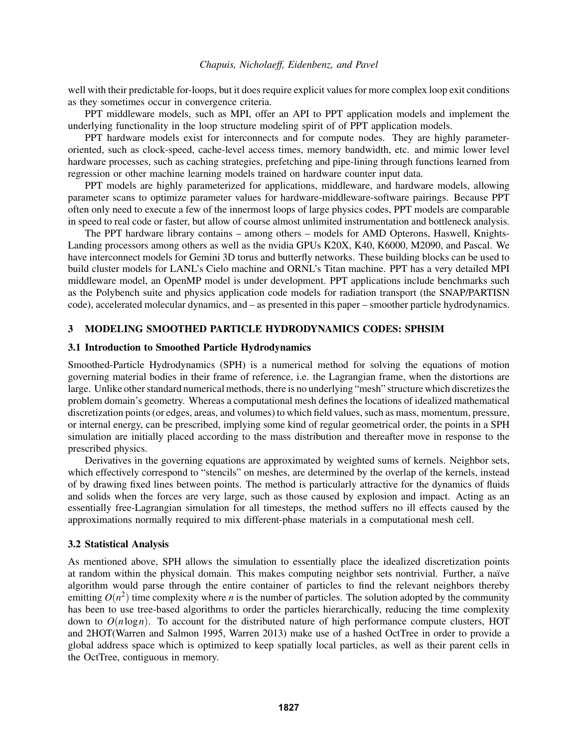well with their predictable for-loops, but it does require explicit values for more complex loop exit conditions as they sometimes occur in convergence criteria.

PPT middleware models, such as MPI, offer an API to PPT application models and implement the underlying functionality in the loop structure modeling spirit of of PPT application models.

PPT hardware models exist for interconnects and for compute nodes. They are highly parameter-oriented, such as clock-speed, cache-level access times, memory bandwidth, etc. and mimic lower level hardware processes, such as caching strategies, prefetching and pipe-lining through functions learned from regression or other machine learning models trained on hardware counter input data.

PPT models are highly parameterized for applications, middleware, and hardware models, allowing parameter scans to optimize parameter values for hardware-middleware-software pairings. Because PPT often only need to execute a few of the innermost loops of large physics codes, PPT models are comparable in speed to real code or faster, but allow of course almost unlimited instrumentation and bottleneck analysis.

The PPT hardware library contains – among others – models for AMD Opterons, Haswell, Knights-Landing processors among others as well as the nvidia GPUs K20X, K40, K6000, M2090, and Pascal. We have interconnect models for Gemini 3D torus and butterfly networks. These building blocks can be used to build cluster models for LANL's Cielo machine and ORNL's Titan machine. PPT has a very detailed MPI middleware model, an OpenMP model is under development. PPT applications include benchmarks such as the Polybench suite and physics application code models for radiation transport (the SNAP/PARTISN code), accelerated molecular dynamics, and – as presented in this paper – smoother particle hydrodynamics.

## 3 MODELING SMOOTHED PARTICLE HYDRODYNAMICS CODES: SPHSIM

### 3.1 Introduction to Smoothed Particle Hydrodynamics

Smoothed-Particle Hydrodynamics (SPH) is a numerical method for solving the equations of motion governing material bodies in their frame of reference, i.e. the Lagrangian frame, when the distortions are large. Unlike other standard numerical methods, there is no underlying "mesh" structure which discretizes the problem domain's geometry. Whereas a computational mesh defines the locations of idealized mathematical discretization points (or edges, areas, and volumes) to which field values, such as mass, momentum, pressure, or internal energy, can be prescribed, implying some kind of regular geometrical order, the points in a SPH simulation are initially placed according to the mass distribution and thereafter move in response to the prescribed physics.

Derivatives in the governing equations are approximated by weighted sums of kernels. Neighbor sets, which effectively correspond to "stencils" on meshes, are determined by the overlap of the kernels, instead of by drawing fixed lines between points. The method is particularly attractive for the dynamics of fluids and solids when the forces are very large, such as those caused by explosion and impact. Acting as an essentially free-Lagrangian simulation for all timesteps, the method suffers no ill effects caused by the approximations normally required to mix different-phase materials in a computational mesh cell.

### 3.2 Statistical Analysis

As mentioned above, SPH allows the simulation to essentially place the idealized discretization points at random within the physical domain. This makes computing neighbor sets nontrivial. Further, a naïve algorithm would parse through the entire container of particles to find the relevant neighbors thereby emitting $O(n^2)$ time complexity where $n$ is the number of particles. The solution adopted by the community has been to use tree-based algorithms to order the particles hierarchically, reducing the time complexity down to $O(n \log n)$. To account for the distributed nature of high performance compute clusters, HOT and 2HOT(Warren and Salmon 1995, Warren 2013) make use of a hashed OctTree in order to provide a global address space which is optimized to keep spatially local particles, as well as their parent cells in the OctTree, contiguous in memory.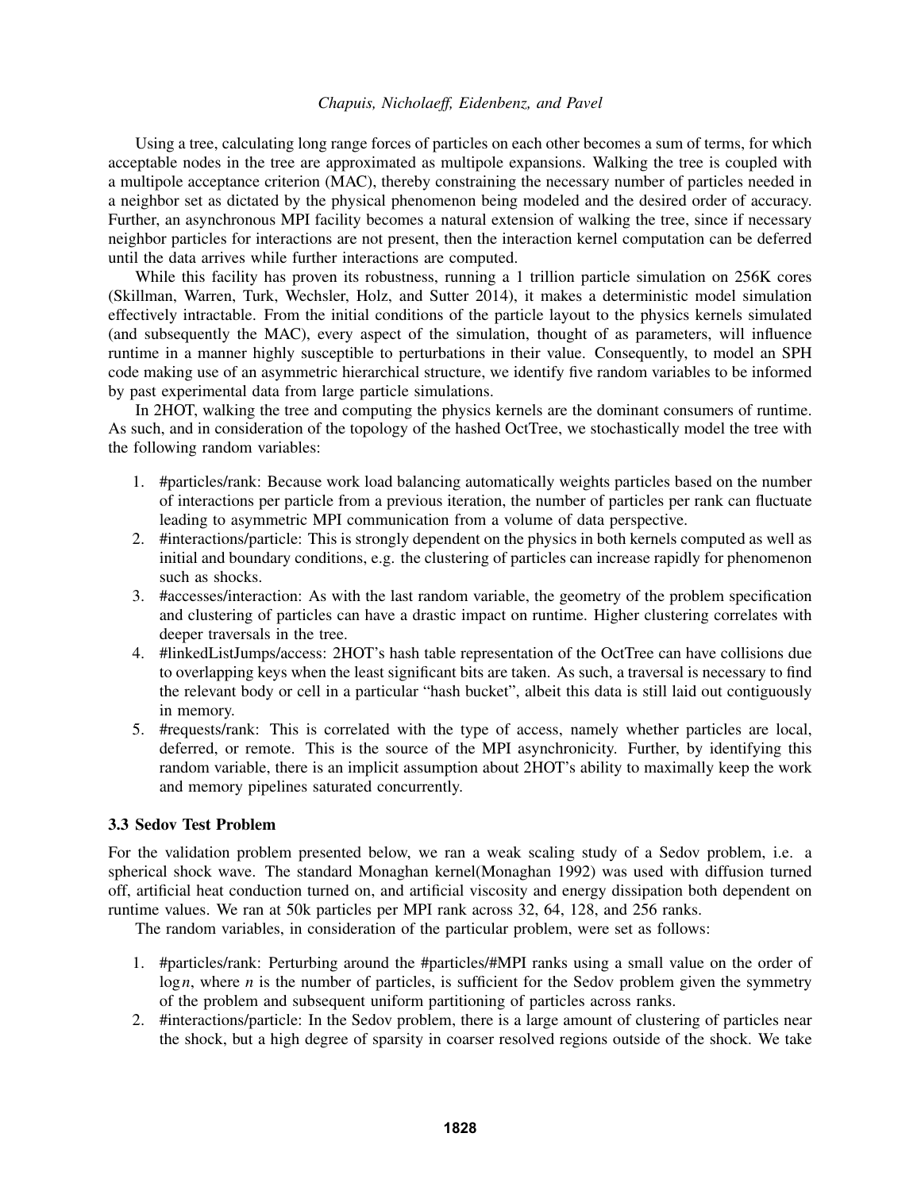Using a tree, calculating long range forces of particles on each other becomes a sum of terms, for which acceptable nodes in the tree are approximated as multipole expansions. Walking the tree is coupled with a multipole acceptance criterion (MAC), thereby constraining the necessary number of particles needed in a neighbor set as dictated by the physical phenomenon being modeled and the desired order of accuracy. Further, an asynchronous MPI facility becomes a natural extension of walking the tree, since if necessary neighbor particles for interactions are not present, then the interaction kernel computation can be deferred until the data arrives while further interactions are computed.

While this facility has proven its robustness, running a 1 trillion particle simulation on 256K cores (Skillman, Warren, Turk, Wechsler, Holz, and Sutter 2014), it makes a deterministic model simulation effectively intractable. From the initial conditions of the particle layout to the physics kernels simulated (and subsequently the MAC), every aspect of the simulation, thought of as parameters, will influence runtime in a manner highly susceptible to perturbations in their value. Consequently, to model an SPH code making use of an asymmetric hierarchical structure, we identify five random variables to be informed by past experimental data from large particle simulations.

In 2HOT, walking the tree and computing the physics kernels are the dominant consumers of runtime. As such, and in consideration of the topology of the hashed OctTree, we stochastically model the tree with the following random variables:

1. #particles/rank: Because work load balancing automatically weights particles based on the number of interactions per particle from a previous iteration, the number of particles per rank can fluctuate leading to asymmetric MPI communication from a volume of data perspective.
2. #interactions/particle: This is strongly dependent on the physics in both kernels computed as well as initial and boundary conditions, e.g. the clustering of particles can increase rapidly for phenomenon such as shocks.
3. #accesses/interaction: As with the last random variable, the geometry of the problem specification and clustering of particles can have a drastic impact on runtime. Higher clustering correlates with deeper traversals in the tree.
4. #linkedListJumps/access: 2HOT's hash table representation of the OctTree can have collisions due to overlapping keys when the least significant bits are taken. As such, a traversal is necessary to find the relevant body or cell in a particular "hash bucket", albeit this data is still laid out contiguously in memory.
5. #requests/rank: This is correlated with the type of access, namely whether particles are local, deferred, or remote. This is the source of the MPI asynchronicity. Further, by identifying this random variable, there is an implicit assumption about 2HOT's ability to maximally keep the work and memory pipelines saturated concurrently.

### 3.3 Sedov Test Problem

For the validation problem presented below, we ran a weak scaling study of a Sedov problem, i.e. a spherical shock wave. The standard Monaghan kernel(Monaghan 1992) was used with diffusion turned off, artificial heat conduction turned on, and artificial viscosity and energy dissipation both dependent on runtime values. We ran at 50k particles per MPI rank across 32, 64, 128, and 256 ranks.

The random variables, in consideration of the particular problem, were set as follows:

1. #particles/rank: Perturbing around the #particles/#MPI ranks using a small value on the order of $\log n$, where $n$ is the number of particles, is sufficient for the Sedov problem given the symmetry of the problem and subsequent uniform partitioning of particles across ranks.
2. #interactions/particle: In the Sedov problem, there is a large amount of clustering of particles near the shock, but a high degree of sparsity in coarser resolved regions outside of the shock. We take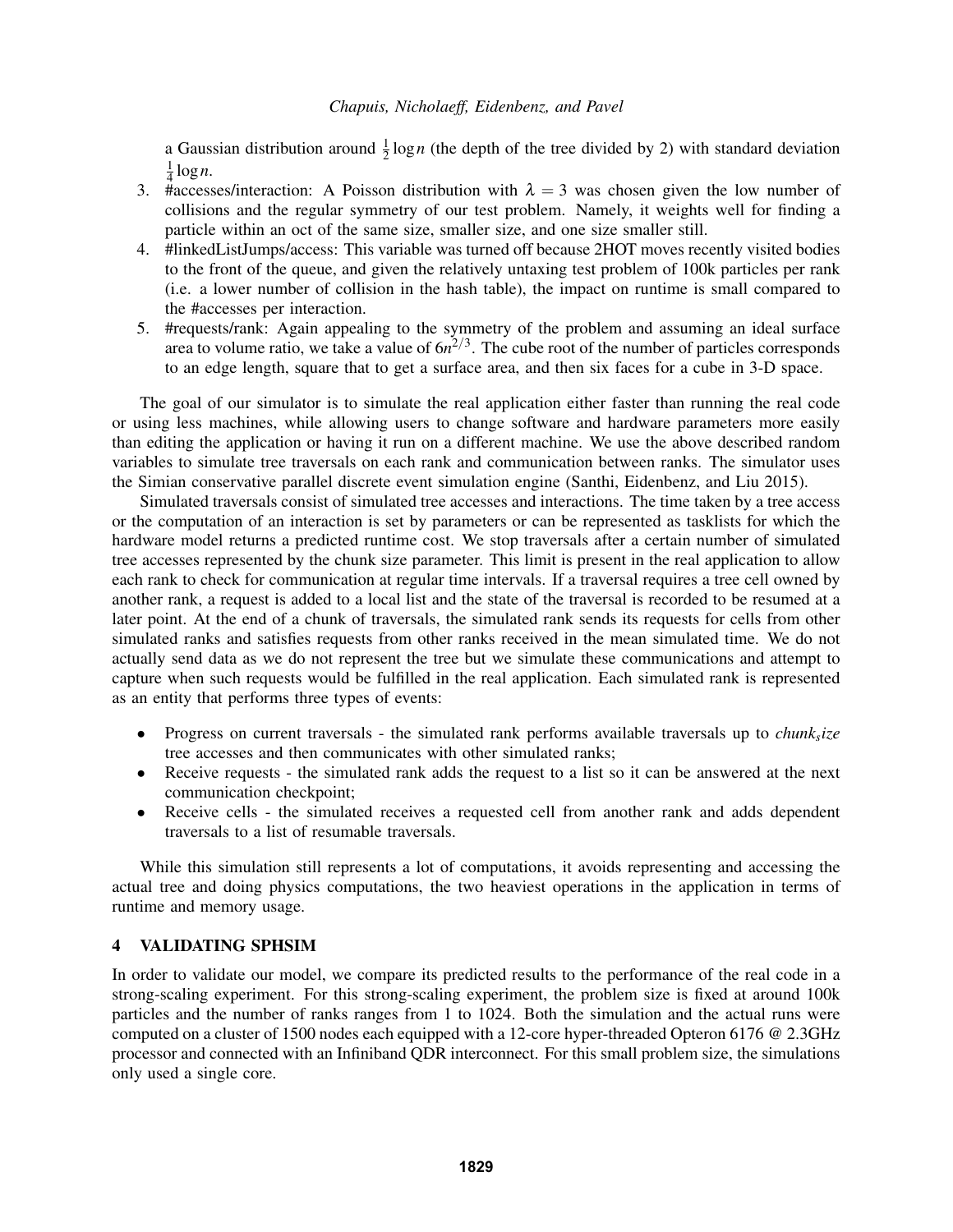a Gaussian distribution around $\frac{1}{2}\log n$ (the depth of the tree divided by 2) with standard deviation $\frac{1}{4}\log n$.

3. #accesses/interaction: A Poisson distribution with $\lambda = 3$ was chosen given the low number of collisions and the regular symmetry of our test problem. Namely, it weights well for finding a particle within an oct of the same size, smaller size, and one size smaller still.
4. #linkedListJumps/access: This variable was turned off because 2HOT moves recently visited bodies to the front of the queue, and given the relatively untaxing test problem of 100k particles per rank (i.e. a lower number of collision in the hash table), the impact on runtime is small compared to the #accesses per interaction.
5. #requests/rank: Again appealing to the symmetry of the problem and assuming an ideal surface area to volume ratio, we take a value of $6n^{2/3}$. The cube root of the number of particles corresponds to an edge length, square that to get a surface area, and then six faces for a cube in 3-D space.

The goal of our simulator is to simulate the real application either faster than running the real code or using less machines, while allowing users to change software and hardware parameters more easily than editing the application or having it run on a different machine. We use the above described random variables to simulate tree traversals on each rank and communication between ranks. The simulator uses the Simian conservative parallel discrete event simulation engine (Santhi, Eidenbenz, and Liu 2015).

Simulated traversals consist of simulated tree accesses and interactions. The time taken by a tree access or the computation of an interaction is set by parameters or can be represented as tasklists for which the hardware model returns a predicted runtime cost. We stop traversals after a certain number of simulated tree accesses represented by the chunk size parameter. This limit is present in the real application to allow each rank to check for communication at regular time intervals. If a traversal requires a tree cell owned by another rank, a request is added to a local list and the state of the traversal is recorded to be resumed at a later point. At the end of a chunk of traversals, the simulated rank sends its requests for cells from other simulated ranks and satisfies requests from other ranks received in the mean simulated time. We do not actually send data as we do not represent the tree but we simulate these communications and attempt to capture when such requests would be fulfilled in the real application. Each simulated rank is represented as an entity that performs three types of events:

- Progress on current traversals - the simulated rank performs available traversals up to $chunk_size$ tree accesses and then communicates with other simulated ranks;
- Receive requests - the simulated rank adds the request to a list so it can be answered at the next communication checkpoint;
- Receive cells - the simulated receives a requested cell from another rank and adds dependent traversals to a list of resumable traversals.

While this simulation still represents a lot of computations, it avoids representing and accessing the actual tree and doing physics computations, the two heaviest operations in the application in terms of runtime and memory usage.

# 4 VALIDATING SPHSIM

In order to validate our model, we compare its predicted results to the performance of the real code in a strong-scaling experiment. For this strong-scaling experiment, the problem size is fixed at around 100k particles and the number of ranks ranges from 1 to 1024. Both the simulation and the actual runs were computed on a cluster of 1500 nodes each equipped with a 12-core hyper-threaded Opteron 6176 @ 2.3GHz processor and connected with an Infiniband QDR interconnect. For this small problem size, the simulations only used a single core.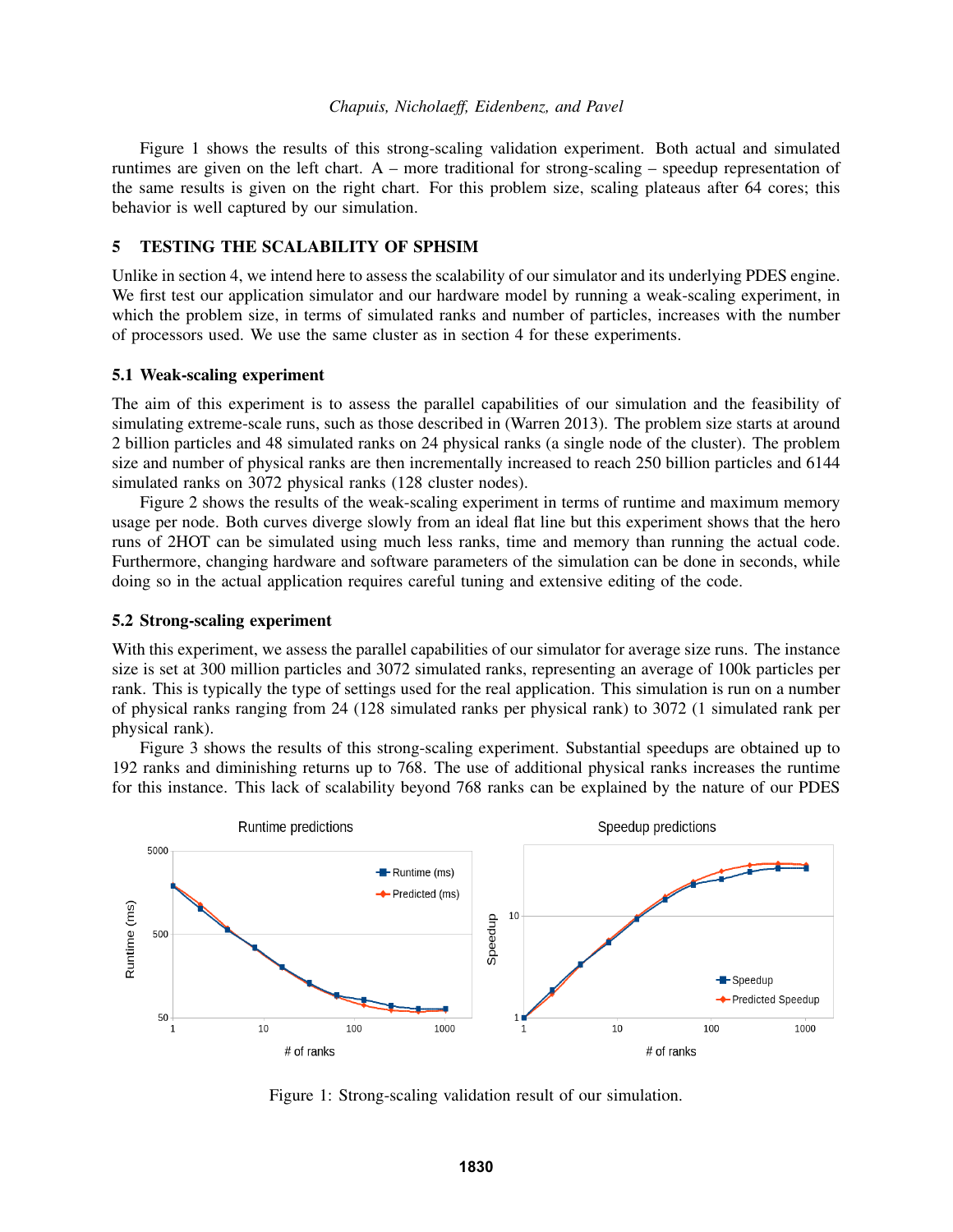Figure 1 shows the results of this strong-scaling validation experiment. Both actual and simulated runtimes are given on the left chart. A – more traditional for strong-scaling – speedup representation of the same results is given on the right chart. For this problem size, scaling plateaus after 64 cores; this behavior is well captured by our simulation.

## 5 TESTING THE SCALABILITY OF SPHSIM

Unlike in section 4, we intend here to assess the scalability of our simulator and its underlying PDES engine. We first test our application simulator and our hardware model by running a weak-scaling experiment, in which the problem size, in terms of simulated ranks and number of particles, increases with the number of processors used. We use the same cluster as in section 4 for these experiments.

### 5.1 Weak-scaling experiment

The aim of this experiment is to assess the parallel capabilities of our simulation and the feasibility of simulating extreme-scale runs, such as those described in (Warren 2013). The problem size starts at around 2 billion particles and 48 simulated ranks on 24 physical ranks (a single node of the cluster). The problem size and number of physical ranks are then incrementally increased to reach 250 billion particles and 6144 simulated ranks on 3072 physical ranks (128 cluster nodes).

Figure 2 shows the results of the weak-scaling experiment in terms of runtime and maximum memory usage per node. Both curves diverge slowly from an ideal flat line but this experiment shows that the hero runs of 2HOT can be simulated using much less ranks, time and memory than running the actual code. Furthermore, changing hardware and software parameters of the simulation can be done in seconds, while doing so in the actual application requires careful tuning and extensive editing of the code.

### 5.2 Strong-scaling experiment

With this experiment, we assess the parallel capabilities of our simulator for average size runs. The instance size is set at 300 million particles and 3072 simulated ranks, representing an average of 100k particles per rank. This is typically the type of settings used for the real application. This simulation is run on a number of physical ranks ranging from 24 (128 simulated ranks per physical rank) to 3072 (1 simulated rank per physical rank).

Figure 3 shows the results of this strong-scaling experiment. Substantial speedups are obtained up to 192 ranks and diminishing returns up to 768. The use of additional physical ranks increases the runtime for this instance. This lack of scalability beyond 768 ranks can be explained by the nature of our PDES

Figure 1: Strong-scaling validation result of our simulation.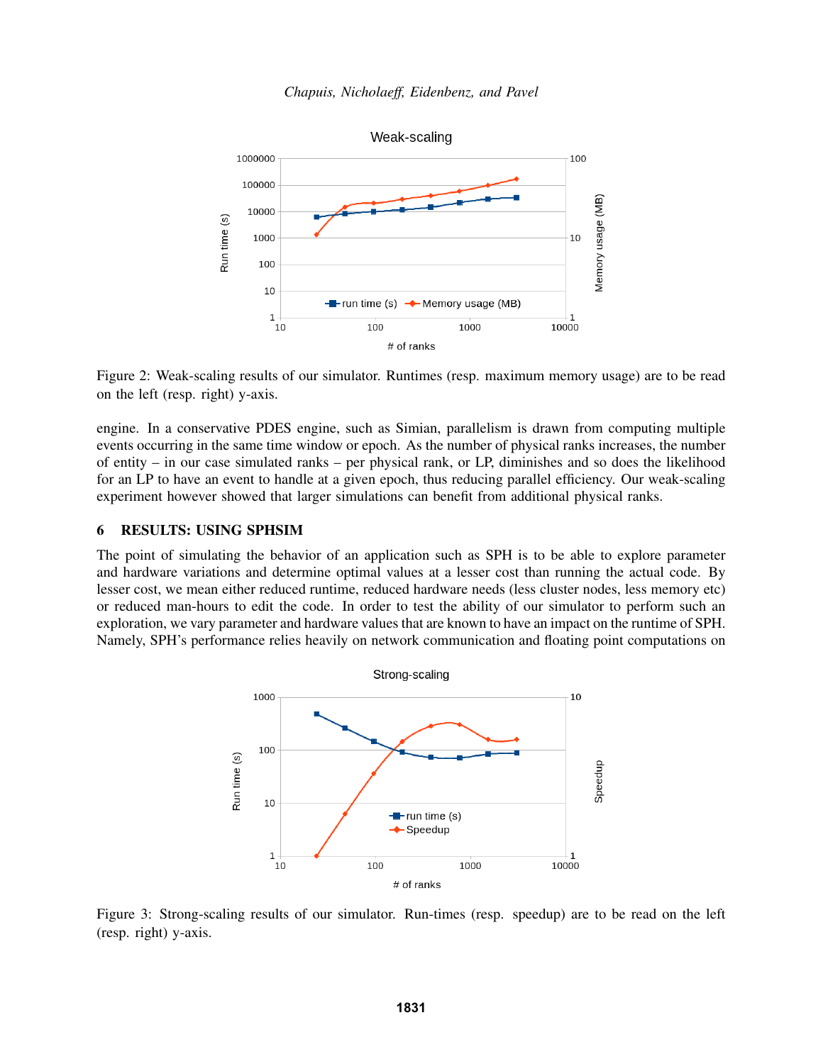Figure 2: Weak-scaling results of our simulator. Runtimes (resp. maximum memory usage) are to be read on the left (resp. right) y-axis.

engine. In a conservative PDES engine, such as Simian, parallelism is drawn from computing multiple events occurring in the same time window or epoch. As the number of physical ranks increases, the number of entity – in our case simulated ranks – per physical rank, or LP, diminishes and so does the likelihood for an LP to have an event to handle at a given epoch, thus reducing parallel efficiency. Our weak-scaling experiment however showed that larger simulations can benefit from additional physical ranks.

## 6 RESULTS: USING SPHSIM

The point of simulating the behavior of an application such as SPH is to be able to explore parameter and hardware variations and determine optimal values at a lesser cost than running the actual code. By lesser cost, we mean either reduced runtime, reduced hardware needs (less cluster nodes, less memory etc) or reduced man-hours to edit the code. In order to test the ability of our simulator to perform such an exploration, we vary parameter and hardware values that are known to have an impact on the runtime of SPH. Namely, SPH's performance relies heavily on network communication and floating point computations on

Figure 3: Strong-scaling results of our simulator. Run-times (resp. speedup) are to be read on the left (resp. right) y-axis.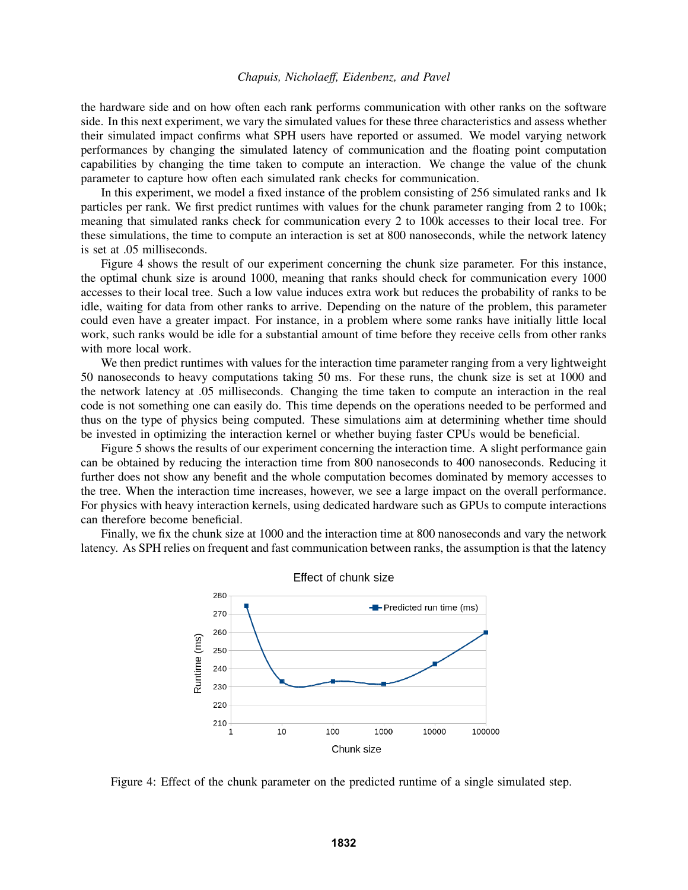the hardware side and on how often each rank performs communication with other ranks on the software side. In this next experiment, we vary the simulated values for these three characteristics and assess whether their simulated impact confirms what SPH users have reported or assumed. We model varying network performances by changing the simulated latency of communication and the floating point computation capabilities by changing the time taken to compute an interaction. We change the value of the chunk parameter to capture how often each simulated rank checks for communication.

In this experiment, we model a fixed instance of the problem consisting of 256 simulated ranks and 1k particles per rank. We first predict runtimes with values for the chunk parameter ranging from 2 to 100k; meaning that simulated ranks check for communication every 2 to 100k accesses to their local tree. For these simulations, the time to compute an interaction is set at 800 nanoseconds, while the network latency is set at .05 milliseconds.

Figure 4 shows the result of our experiment concerning the chunk size parameter. For this instance, the optimal chunk size is around 1000, meaning that ranks should check for communication every 1000 accesses to their local tree. Such a low value induces extra work but reduces the probability of ranks to be idle, waiting for data from other ranks to arrive. Depending on the nature of the problem, this parameter could even have a greater impact. For instance, in a problem where some ranks have initially little local work, such ranks would be idle for a substantial amount of time before they receive cells from other ranks with more local work.

We then predict runtimes with values for the interaction time parameter ranging from a very lightweight 50 nanoseconds to heavy computations taking 50 ms. For these runs, the chunk size is set at 1000 and the network latency at .05 milliseconds. Changing the time taken to compute an interaction in the real code is not something one can easily do. This time depends on the operations needed to be performed and thus on the type of physics being computed. These simulations aim at determining whether time should be invested in optimizing the interaction kernel or whether buying faster CPUs would be beneficial.

Figure 5 shows the results of our experiment concerning the interaction time. A slight performance gain can be obtained by reducing the interaction time from 800 nanoseconds to 400 nanoseconds. Reducing it further does not show any benefit and the whole computation becomes dominated by memory accesses to the tree. When the interaction time increases, however, we see a large impact on the overall performance. For physics with heavy interaction kernels, using dedicated hardware such as GPUs to compute interactions can therefore become beneficial.

Finally, we fix the chunk size at 1000 and the interaction time at 800 nanoseconds and vary the network latency. As SPH relies on frequent and fast communication between ranks, the assumption is that the latency

Figure 4: Effect of the chunk parameter on the predicted runtime of a single simulated step.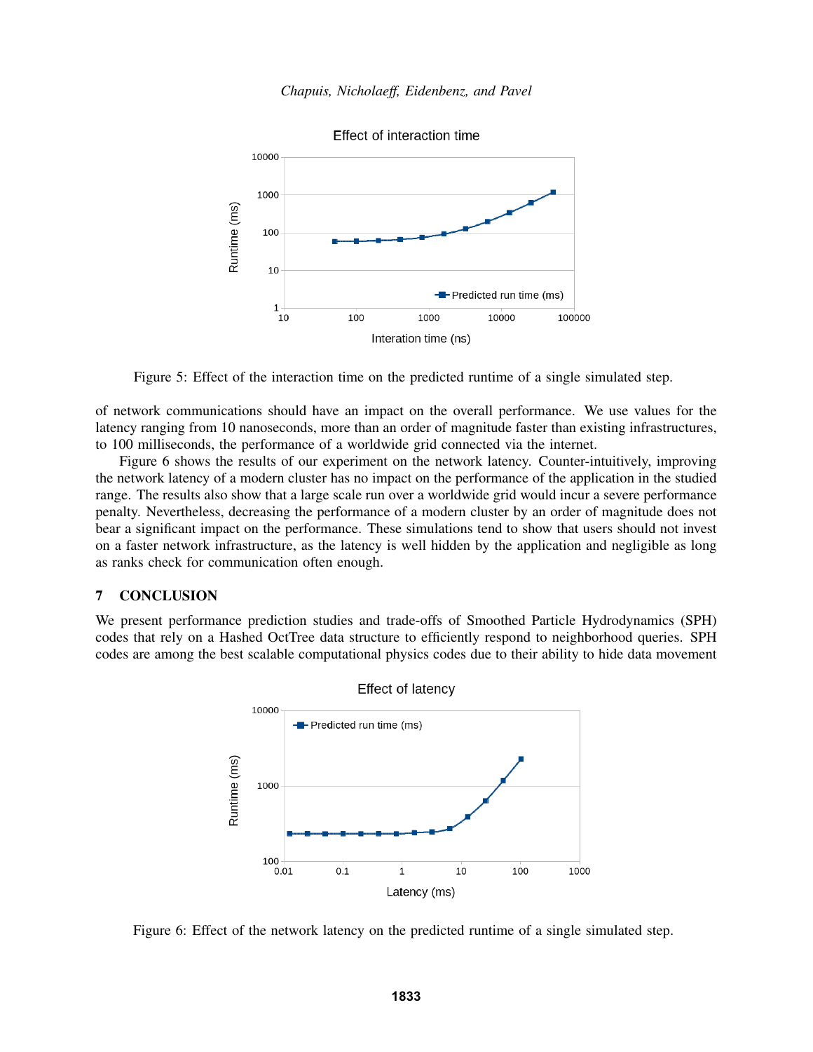Figure 5: Effect of the interaction time on the predicted runtime of a single simulated step.

of network communications should have an impact on the overall performance. We use values for the latency ranging from 10 nanoseconds, more than an order of magnitude faster than existing infrastructures, to 100 milliseconds, the performance of a worldwide grid connected via the internet.

Figure 6 shows the results of our experiment on the network latency. Counter-intuitively, improving the network latency of a modern cluster has no impact on the performance of the application in the studied range. The results also show that a large scale run over a worldwide grid would incur a severe performance penalty. Nevertheless, decreasing the performance of a modern cluster by an order of magnitude does not bear a significant impact on the performance. These simulations tend to show that users should not invest on a faster network infrastructure, as the latency is well hidden by the application and negligible as long as ranks check for communication often enough.

## 7 CONCLUSION

We present performance prediction studies and trade-offs of Smoothed Particle Hydrodynamics (SPH) codes that rely on a Hashed OctTree data structure to efficiently respond to neighborhood queries. SPH codes are among the best scalable computational physics codes due to their ability to hide data movement

Figure 6: Effect of the network latency on the predicted runtime of a single simulated step.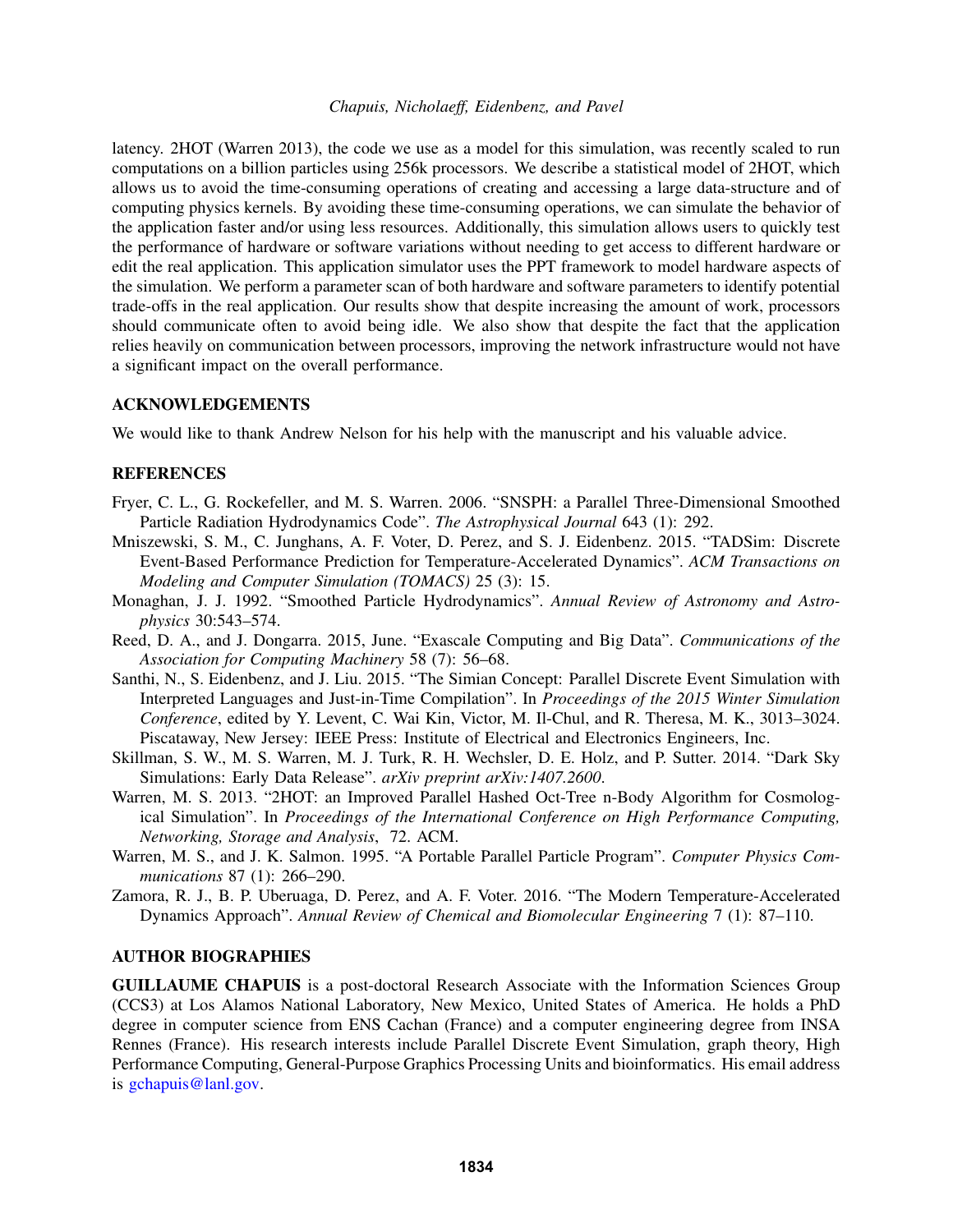latency. 2HOT (Warren 2013), the code we use as a model for this simulation, was recently scaled to run computations on a billion particles using 256k processors. We describe a statistical model of 2HOT, which allows us to avoid the time-consuming operations of creating and accessing a large data-structure and of computing physics kernels. By avoiding these time-consuming operations, we can simulate the behavior of the application faster and/or using less resources. Additionally, this simulation allows users to quickly test the performance of hardware or software variations without needing to get access to different hardware or edit the real application. This application simulator uses the PPT framework to model hardware aspects of the simulation. We perform a parameter scan of both hardware and software parameters to identify potential trade-offs in the real application. Our results show that despite increasing the amount of work, processors should communicate often to avoid being idle. We also show that despite the fact that the application relies heavily on communication between processors, improving the network infrastructure would not have a significant impact on the overall performance.

## ACKNOWLEDGEMENTS

We would like to thank Andrew Nelson for his help with the manuscript and his valuable advice.

## REFERENCES

Fryer, C. L., G. Rockefeller, and M. S. Warren. 2006. "SNSPH: a Parallel Three-Dimensional Smoothed Particle Radiation Hydrodynamics Code". *The Astrophysical Journal* 643 (1): 292.

Mniszewski, S. M., C. Junghans, A. F. Voter, D. Perez, and S. J. Eidenbenz. 2015. "TADSim: Discrete Event-Based Performance Prediction for Temperature-Accelerated Dynamics". *ACM Transactions on Modeling and Computer Simulation (TOMACS)* 25 (3): 15.

Monaghan, J. J. 1992. "Smoothed Particle Hydrodynamics". *Annual Review of Astronomy and Astrophysics* 30:543–574.

Reed, D. A., and J. Dongarra. 2015, June. "Exascale Computing and Big Data". *Communications of the Association for Computing Machinery* 58 (7): 56–68.

Santhi, N., S. Eidenbenz, and J. Liu. 2015. "The Simian Concept: Parallel Discrete Event Simulation with Interpreted Languages and Just-in-Time Compilation". In *Proceedings of the 2015 Winter Simulation Conference*, edited by Y. Levent, C. Wai Kin, Victor, M. Il-Chul, and R. Theresa, M. K., 3013–3024. Piscataway, New Jersey: IEEE Press: Institute of Electrical and Electronics Engineers, Inc.

Skillman, S. W., M. S. Warren, M. J. Turk, R. H. Wechsler, D. E. Holz, and P. Sutter. 2014. "Dark Sky Simulations: Early Data Release". *arXiv preprint arXiv:1407.2600*.

Warren, M. S. 2013. "2HOT: an Improved Parallel Hashed Oct-Tree n-Body Algorithm for Cosmological Simulation". In *Proceedings of the International Conference on High Performance Computing, Networking, Storage and Analysis*, 72. ACM.

Warren, M. S., and J. K. Salmon. 1995. "A Portable Parallel Particle Program". *Computer Physics Communications* 87 (1): 266–290.

Zamora, R. J., B. P. Uberuaga, D. Perez, and A. F. Voter. 2016. "The Modern Temperature-Accelerated Dynamics Approach". *Annual Review of Chemical and Biomolecular Engineering* 7 (1): 87–110.

## AUTHOR BIOGRAPHIES

**GUILLAUME CHAPUIS** is a post-doctoral Research Associate with the Information Sciences Group (CCS3) at Los Alamos National Laboratory, New Mexico, United States of America. He holds a PhD degree in computer science from ENS Cachan (France) and a computer engineering degree from INSA Rennes (France). His research interests include Parallel Discrete Event Simulation, graph theory, High Performance Computing, General-Purpose Graphics Processing Units and bioinformatics. His email address is gchapuis@lanl.gov.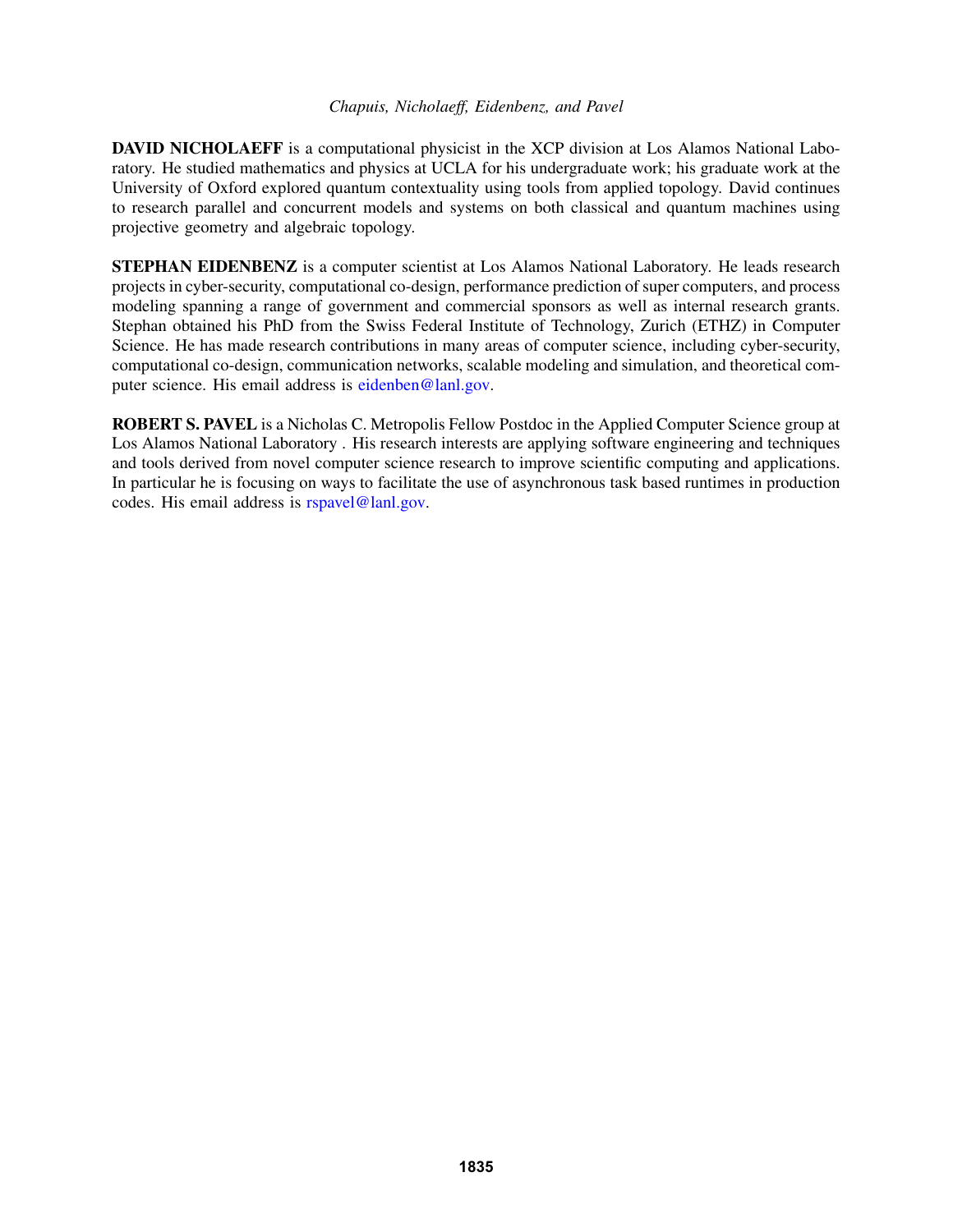**DAVID NICHOLAEFF** is a computational physicist in the XCP division at Los Alamos National Laboratory. He studied mathematics and physics at UCLA for his undergraduate work; his graduate work at the University of Oxford explored quantum contextuality using tools from applied topology. David continues to research parallel and concurrent models and systems on both classical and quantum machines using projective geometry and algebraic topology.

**STEPHAN EIDENBENZ** is a computer scientist at Los Alamos National Laboratory. He leads research projects in cyber-security, computational co-design, performance prediction of super computers, and process modeling spanning a range of government and commercial sponsors as well as internal research grants. Stephan obtained his PhD from the Swiss Federal Institute of Technology, Zurich (ETHZ) in Computer Science. He has made research contributions in many areas of computer science, including cyber-security, computational co-design, communication networks, scalable modeling and simulation, and theoretical computer science. His email address is eidenben@lanl.gov.

**ROBERT S. PAVEL** is a Nicholas C. Metropolis Fellow Postdoc in the Applied Computer Science group at Los Alamos National Laboratory . His research interests are applying software engineering and techniques and tools derived from novel computer science research to improve scientific computing and applications. In particular he is focusing on ways to facilitate the use of asynchronous task based runtimes in production codes. His email address is rspavel@lanl.gov.